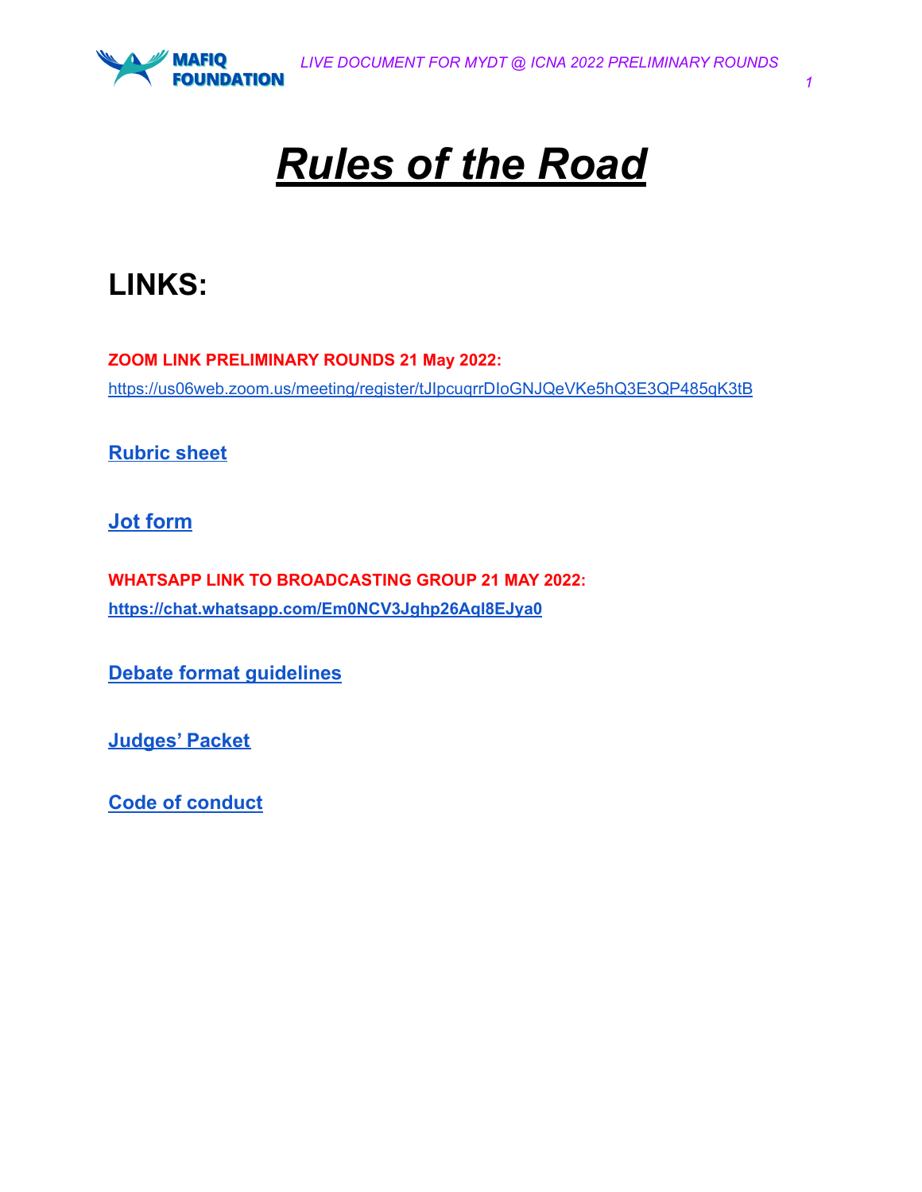# *Rules of the Road*

## LINKS:

**ZOOM LINK PRELIMINARY ROUNDS 21 May 2022:**

https://us06web.zoom.us/meeting/register/tJIpcuqrrDIoGNJQeVKe5hQ3E3QP485qK3tB

**Rubric sheet**

**Jot form**

**WHATSAPP LINK TO BROADCASTING GROUP 21 MAY 2022:**

**https://chat.whatsapp.com/Em0NCV3Jghp26Aql8EJya0**

**Debate format guidelines**

**Judges' Packet**

**Code of conduct**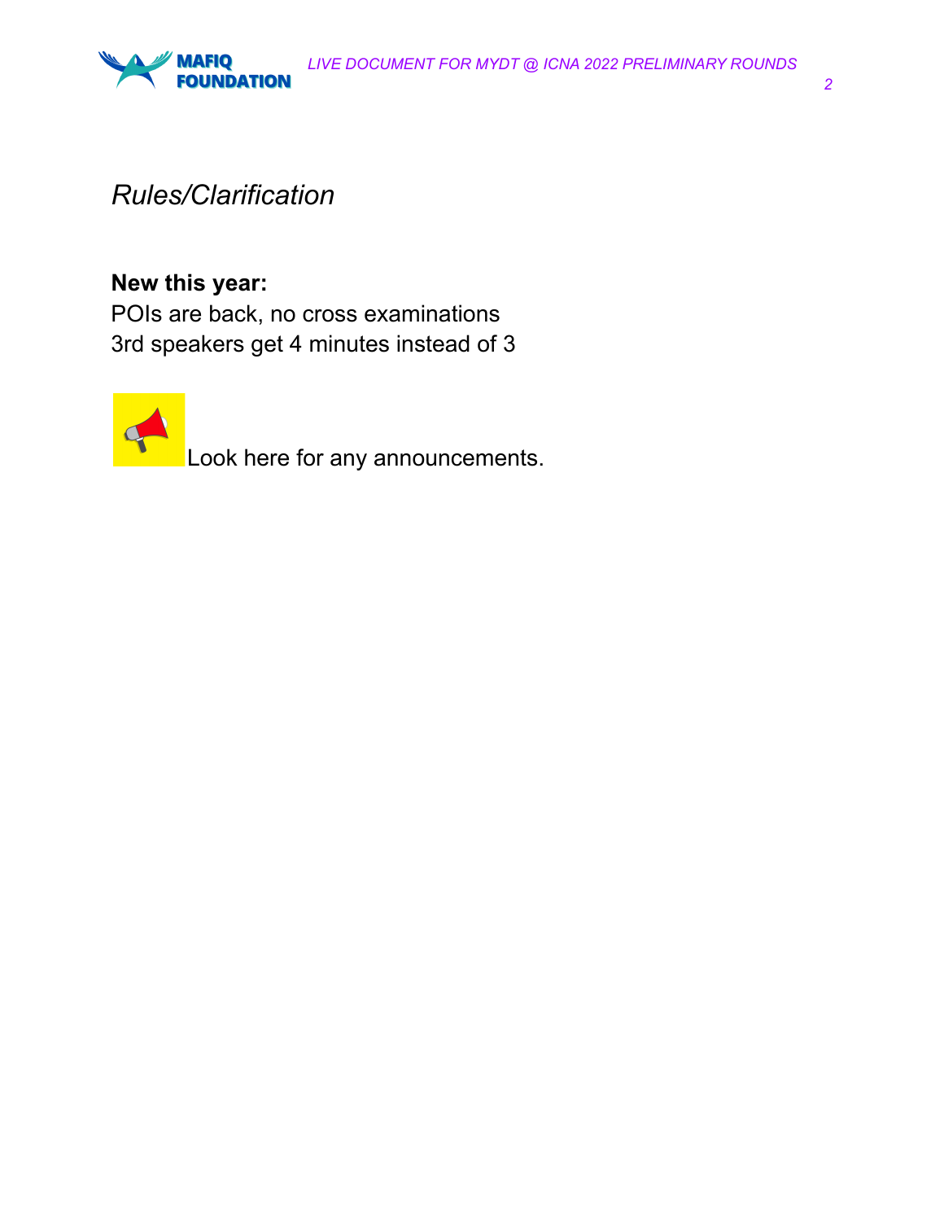*Rules/Clarification*

**New this year:**
POIs are back, no cross examinations
3rd speakers get 4 minutes instead of 3

Look here for any announcements.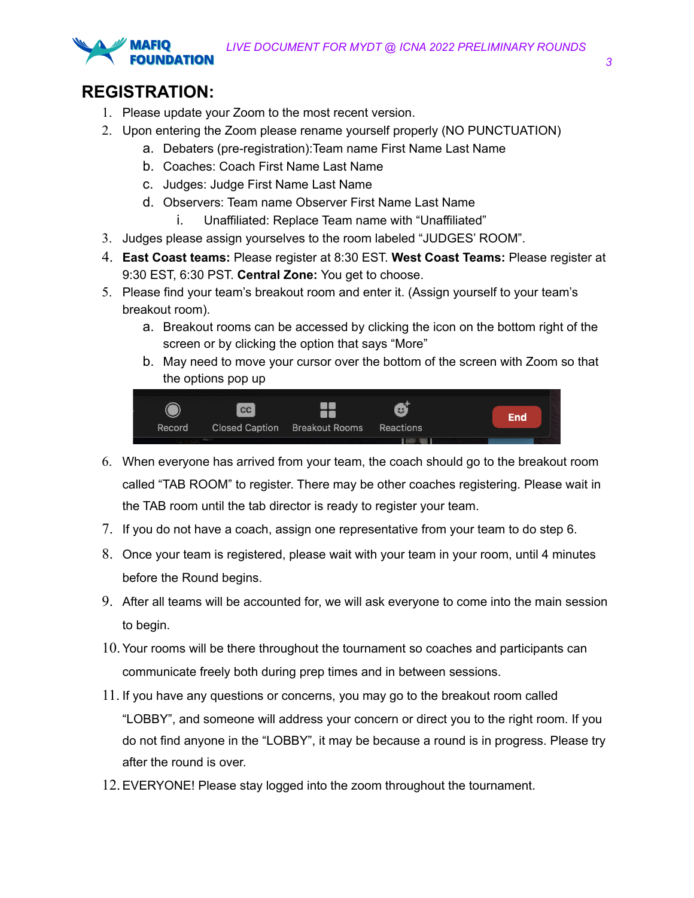# REGISTRATION:

1. Please update your Zoom to the most recent version.
2. Upon entering the Zoom please rename yourself properly (NO PUNCTUATION)
   a. Debaters (pre-registration):Team name First Name Last Name
   b. Coaches: Coach First Name Last Name
   c. Judges: Judge First Name Last Name
   d. Observers: Team name Observer First Name Last Name
      i. Unaffiliated: Replace Team name with "Unaffiliated"
3. Judges please assign yourselves to the room labeled "JUDGES' ROOM".
4. **East Coast teams:** Please register at 8:30 EST. **West Coast Teams:** Please register at 9:30 EST, 6:30 PST. **Central Zone:** You get to choose.
5. Please find your team's breakout room and enter it. (Assign yourself to your team's breakout room).
   a. Breakout rooms can be accessed by clicking the icon on the bottom right of the screen or by clicking the option that says "More"
   b. May need to move your cursor over the bottom of the screen with Zoom so that the options pop up

   Record | Closed Caption | Breakout Rooms | Reactions | End

6. When everyone has arrived from your team, the coach should go to the breakout room called "TAB ROOM" to register. There may be other coaches registering. Please wait in the TAB room until the tab director is ready to register your team.
7. If you do not have a coach, assign one representative from your team to do step 6.
8. Once your team is registered, please wait with your team in your room, until 4 minutes before the Round begins.
9. After all teams will be accounted for, we will ask everyone to come into the main session to begin.
10. Your rooms will be there throughout the tournament so coaches and participants can communicate freely both during prep times and in between sessions.
11. If you have any questions or concerns, you may go to the breakout room called "LOBBY", and someone will address your concern or direct you to the right room. If you do not find anyone in the "LOBBY", it may be because a round is in progress. Please try after the round is over.
12. EVERYONE! Please stay logged into the zoom throughout the tournament.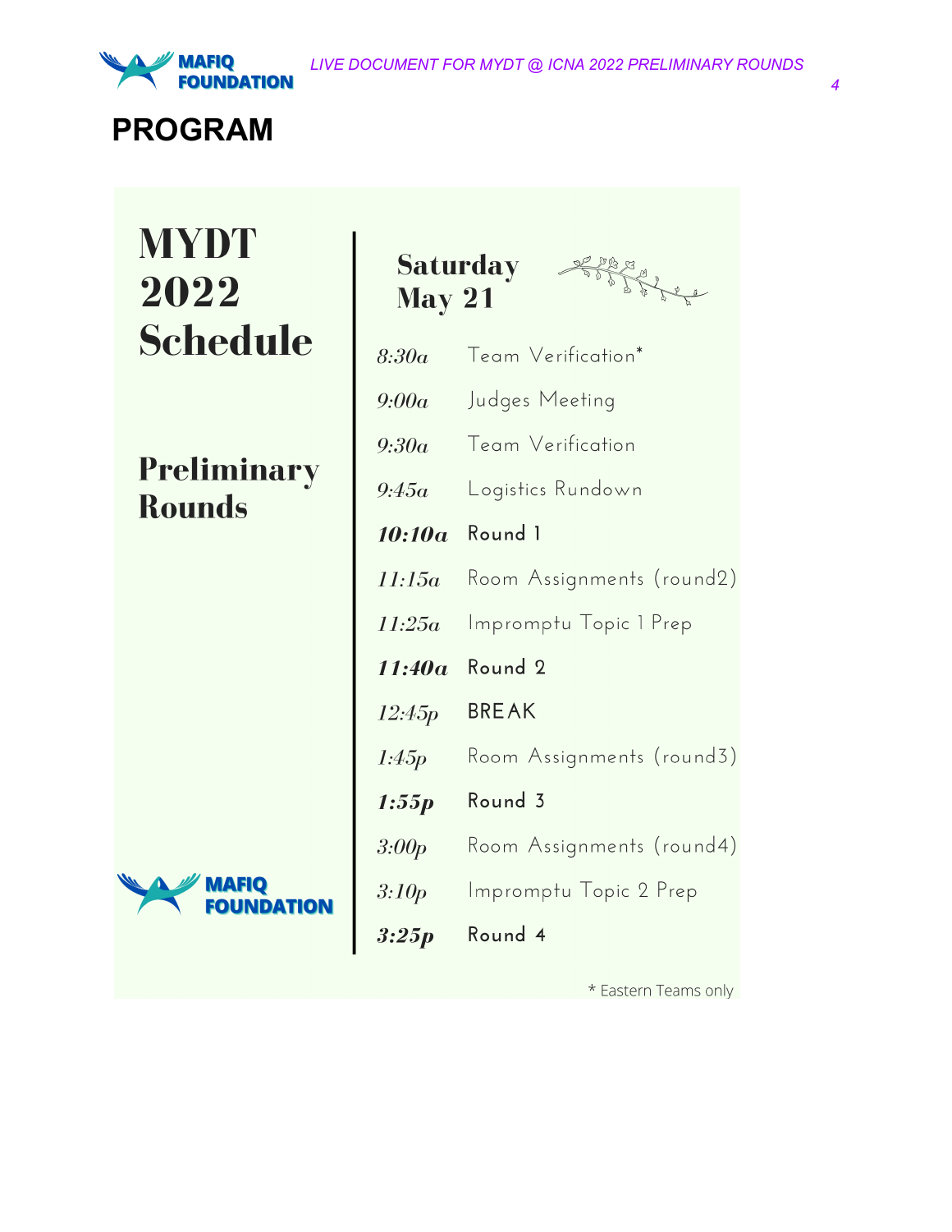# PROGRAM

## MYDT 2022 Schedule

### Preliminary Rounds

MAFIQ FOUNDATION

**Saturday May 21**

| | |
|---|---|
| *8:30a* | Team Verification* |
| *9:00a* | Judges Meeting |
| *9:30a* | Team Verification |
| *9:45a* | Logistics Rundown |
| ***10:10a*** | **Round 1** |
| *11:15a* | Room Assignments (round2) |
| *11:25a* | Impromptu Topic 1 Prep |
| ***11:40a*** | **Round 2** |
| *12:45p* | BREAK |
| *1:45p* | Room Assignments (round3) |
| ***1:55p*** | **Round 3** |
| *3:00p* | Room Assignments (round4) |
| *3:10p* | Impromptu Topic 2 Prep |
| ***3:25p*** | **Round 4** |

\* Eastern Teams only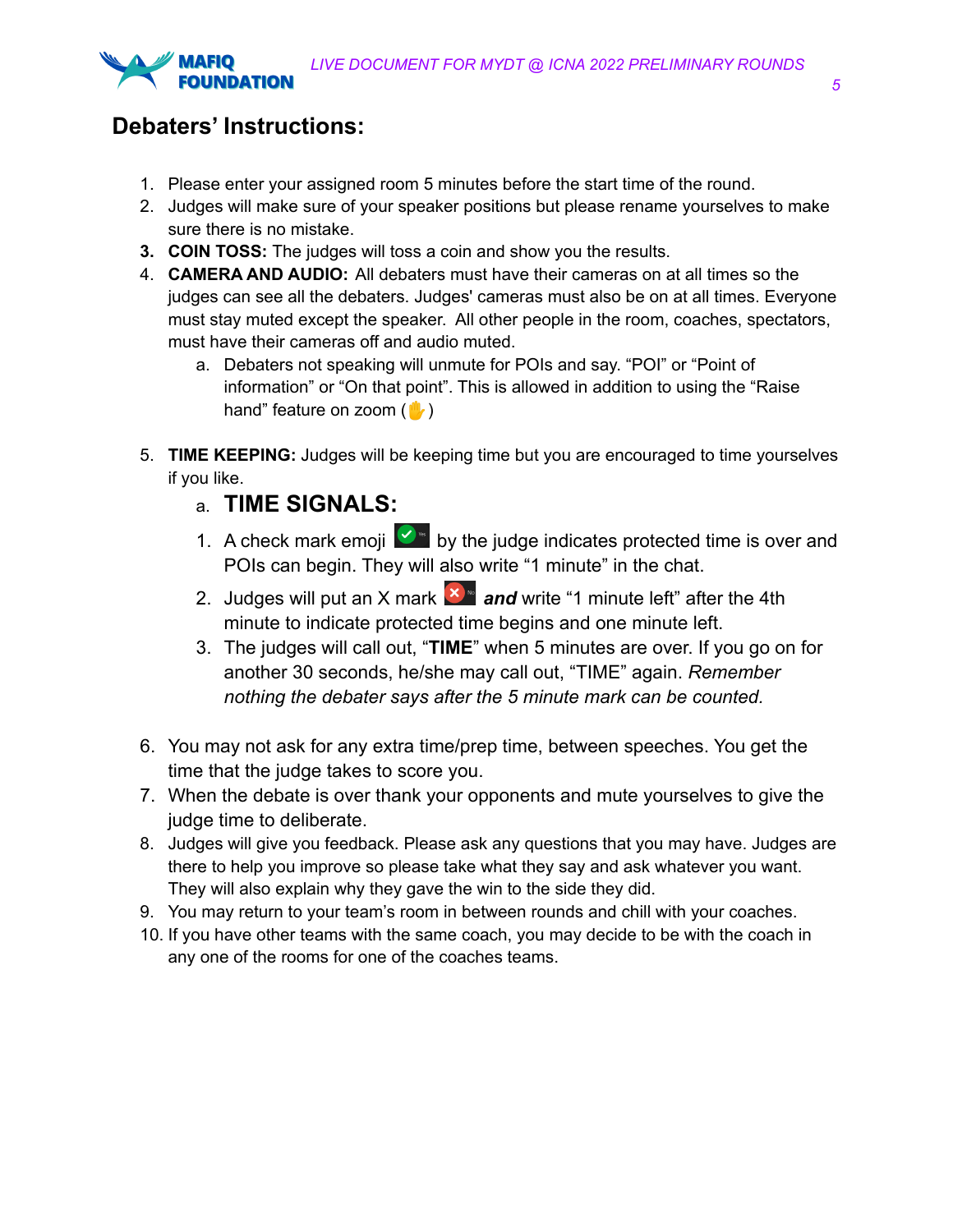## Debaters' Instructions:

1. Please enter your assigned room 5 minutes before the start time of the round.
2. Judges will make sure of your speaker positions but please rename yourselves to make sure there is no mistake.
3. **COIN TOSS:** The judges will toss a coin and show you the results.
4. **CAMERA AND AUDIO:** All debaters must have their cameras on at all times so the judges can see all the debaters. Judges' cameras must also be on at all times. Everyone must stay muted except the speaker. All other people in the room, coaches, spectators, must have their cameras off and audio muted.
   a. Debaters not speaking will unmute for POIs and say. "POI" or "Point of information" or "On that point". This is allowed in addition to using the "Raise hand" feature on zoom (✋)

5. **TIME KEEPING:** Judges will be keeping time but you are encouraged to time yourselves if you like.
   a. **TIME SIGNALS:**
      1. A check mark emoji ✅ by the judge indicates protected time is over and POIs can begin. They will also write "1 minute" in the chat.
      2. Judges will put an X mark ❌ ***and*** write "1 minute left" after the 4th minute to indicate protected time begins and one minute left.
      3. The judges will call out, "**TIME**" when 5 minutes are over. If you go on for another 30 seconds, he/she may call out, "TIME" again. *Remember nothing the debater says after the 5 minute mark can be counted.*

6. You may not ask for any extra time/prep time, between speeches. You get the time that the judge takes to score you.
7. When the debate is over thank your opponents and mute yourselves to give the judge time to deliberate.
8. Judges will give you feedback. Please ask any questions that you may have. Judges are there to help you improve so please take what they say and ask whatever you want. They will also explain why they gave the win to the side they did.
9. You may return to your team's room in between rounds and chill with your coaches.
10. If you have other teams with the same coach, you may decide to be with the coach in any one of the rooms for one of the coaches teams.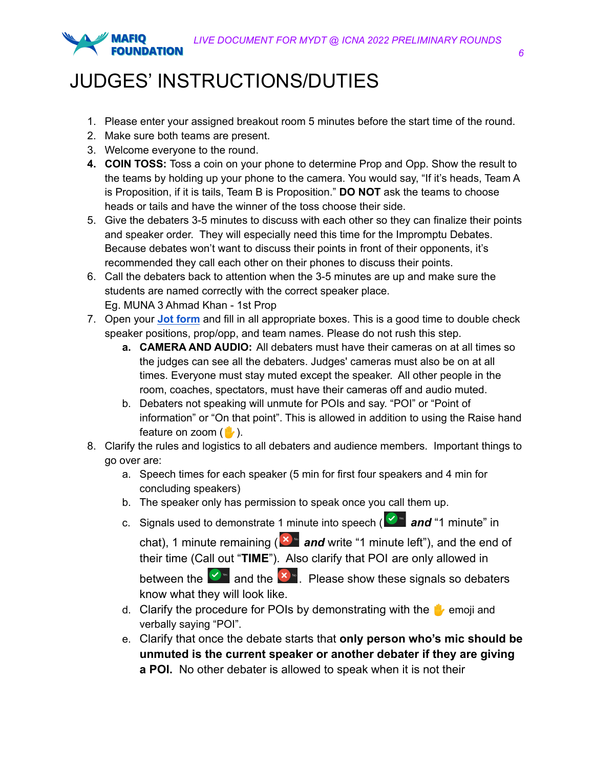# JUDGES' INSTRUCTIONS/DUTIES

1. Please enter your assigned breakout room 5 minutes before the start time of the round.
2. Make sure both teams are present.
3. Welcome everyone to the round.
4. **COIN TOSS:** Toss a coin on your phone to determine Prop and Opp. Show the result to the teams by holding up your phone to the camera. You would say, "If it's heads, Team A is Proposition, if it is tails, Team B is Proposition." **DO NOT** ask the teams to choose heads or tails and have the winner of the toss choose their side.
5. Give the debaters 3-5 minutes to discuss with each other so they can finalize their points and speaker order. They will especially need this time for the Impromptu Debates. Because debates won't want to discuss their points in front of their opponents, it's recommended they call each other on their phones to discuss their points.
6. Call the debaters back to attention when the 3-5 minutes are up and make sure the students are named correctly with the correct speaker place.
   Eg. MUNA 3 Ahmad Khan - 1st Prop
7. Open your **Jot form** and fill in all appropriate boxes. This is a good time to double check speaker positions, prop/opp, and team names. Please do not rush this step.
   a. **CAMERA AND AUDIO:** All debaters must have their cameras on at all times so the judges can see all the debaters. Judges' cameras must also be on at all times. Everyone must stay muted except the speaker. All other people in the room, coaches, spectators, must have their cameras off and audio muted.
   b. Debaters not speaking will unmute for POIs and say. "POI" or "Point of information" or "On that point". This is allowed in addition to using the Raise hand feature on zoom (✋).
8. Clarify the rules and logistics to all debaters and audience members. Important things to go over are:
   a. Speech times for each speaker (5 min for first four speakers and 4 min for concluding speakers)
   b. The speaker only has permission to speak once you call them up.
   c. Signals used to demonstrate 1 minute into speech (✅ ***and*** "1 minute" in chat), 1 minute remaining (❌ ***and*** write "1 minute left"), and the end of their time (Call out "**TIME**"). Also clarify that POI are only allowed in between the ✅ and the ❌. Please show these signals so debaters know what they will look like.
   d. Clarify the procedure for POIs by demonstrating with the ✋ emoji and verbally saying "POI".
   e. Clarify that once the debate starts that **only person who's mic should be unmuted is the current speaker or another debater if they are giving a POI.** No other debater is allowed to speak when it is not their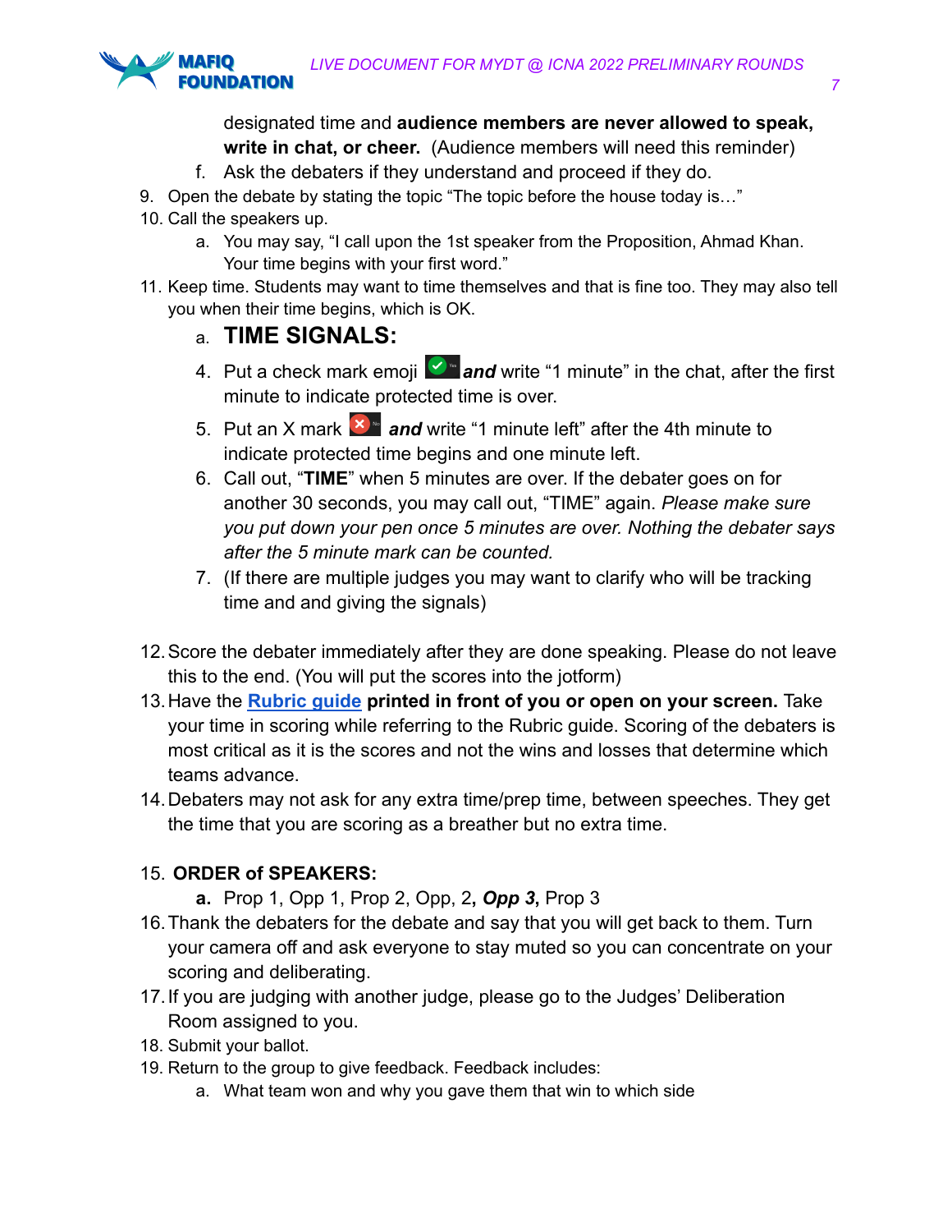designated time and **audience members are never allowed to speak, write in chat, or cheer.** (Audience members will need this reminder)

   f. Ask the debaters if they understand and proceed if they do.

9. Open the debate by stating the topic "The topic before the house today is…"
10. Call the speakers up.
    a. You may say, "I call upon the 1st speaker from the Proposition, Ahmad Khan. Your time begins with your first word."
11. Keep time. Students may want to time themselves and that is fine too. They may also tell you when their time begins, which is OK.
    a. **TIME SIGNALS:**

    4. Put a check mark emoji ✅ ***and*** write "1 minute" in the chat, after the first minute to indicate protected time is over.
    5. Put an X mark ❌ ***and*** write "1 minute left" after the 4th minute to indicate protected time begins and one minute left.
    6. Call out, "**TIME**" when 5 minutes are over. If the debater goes on for another 30 seconds, you may call out, "TIME" again. *Please make sure you put down your pen once 5 minutes are over. Nothing the debater says after the 5 minute mark can be counted.*
    7. (If there are multiple judges you may want to clarify who will be tracking time and and giving the signals)

12. Score the debater immediately after they are done speaking. Please do not leave this to the end. (You will put the scores into the jotform)
13. Have the **Rubric guide printed in front of you or open on your screen.** Take your time in scoring while referring to the Rubric guide. Scoring of the debaters is most critical as it is the scores and not the wins and losses that determine which teams advance.
14. Debaters may not ask for any extra time/prep time, between speeches. They get the time that you are scoring as a breather but no extra time.

15. **ORDER of SPEAKERS:**
    **a.** Prop 1, Opp 1, Prop 2, Opp, 2**,** ***Opp 3*****,** Prop 3
16. Thank the debaters for the debate and say that you will get back to them. Turn your camera off and ask everyone to stay muted so you can concentrate on your scoring and deliberating.
17. If you are judging with another judge, please go to the Judges' Deliberation Room assigned to you.
18. Submit your ballot.
19. Return to the group to give feedback. Feedback includes:
    a. What team won and why you gave them that win to which side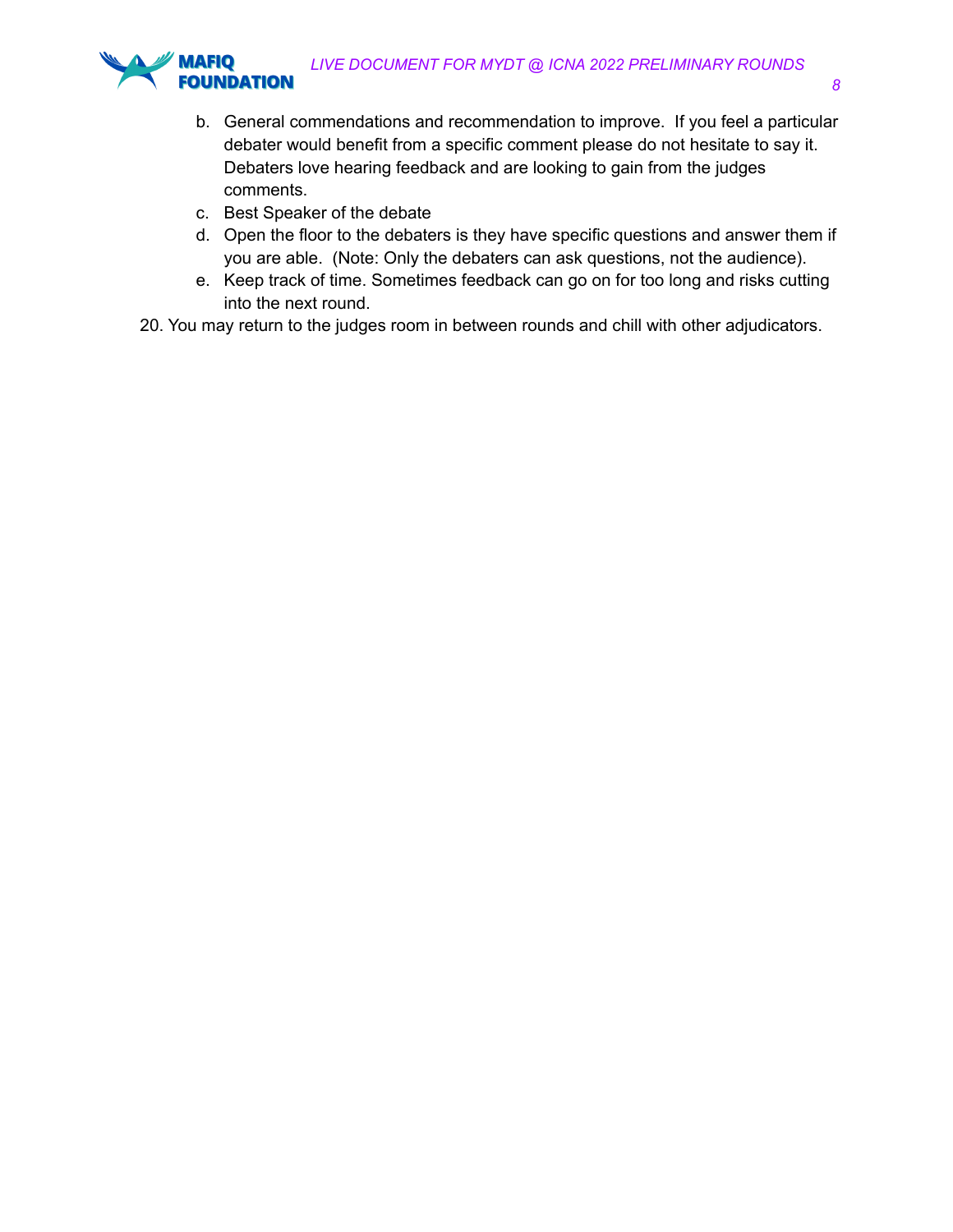b. General commendations and recommendation to improve. If you feel a particular debater would benefit from a specific comment please do not hesitate to say it. Debaters love hearing feedback and are looking to gain from the judges comments.
   c. Best Speaker of the debate
   d. Open the floor to the debaters is they have specific questions and answer them if you are able. (Note: Only the debaters can ask questions, not the audience).
   e. Keep track of time. Sometimes feedback can go on for too long and risks cutting into the next round.

20. You may return to the judges room in between rounds and chill with other adjudicators.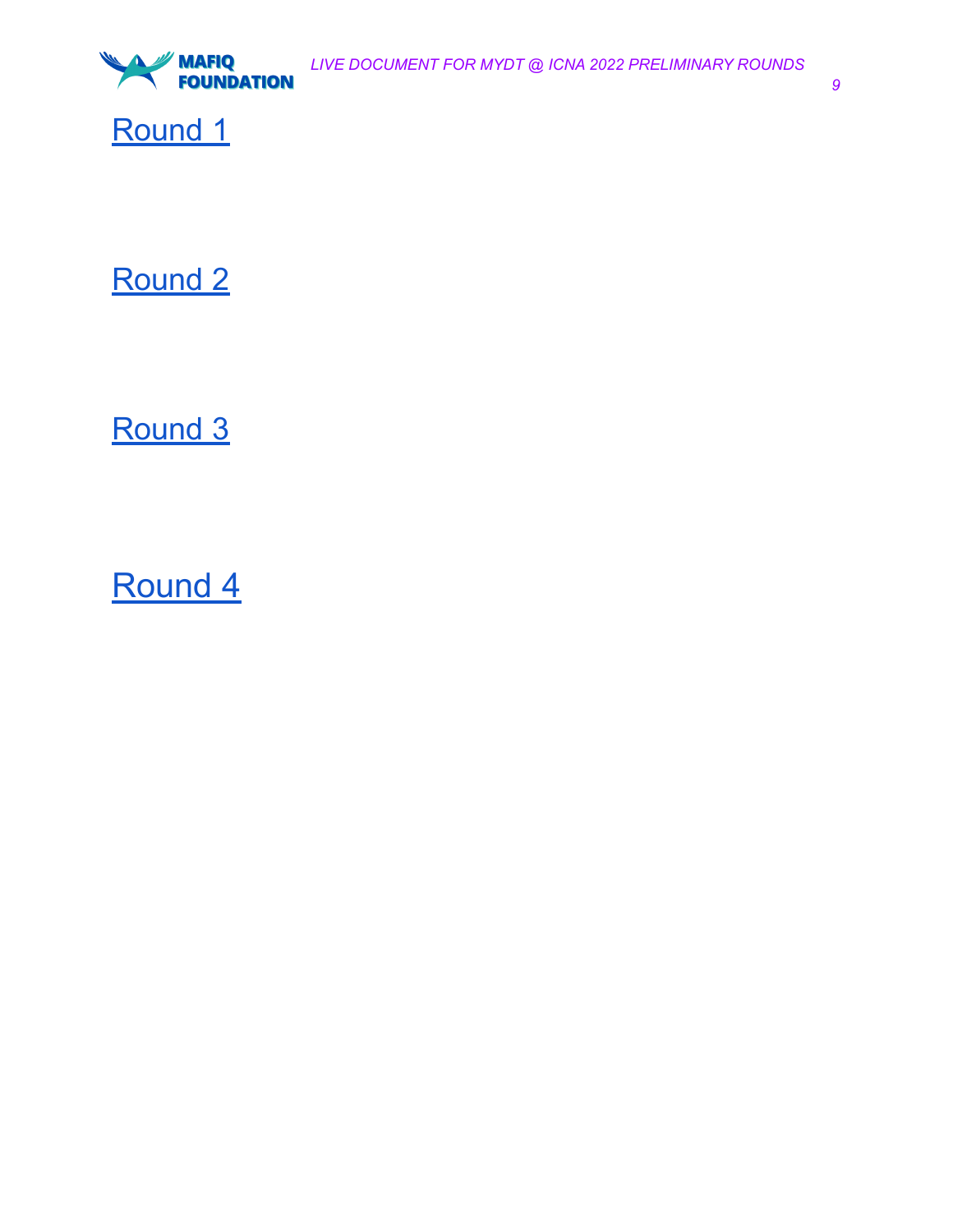## Round 1

## Round 2

## Round 3

## Round 4